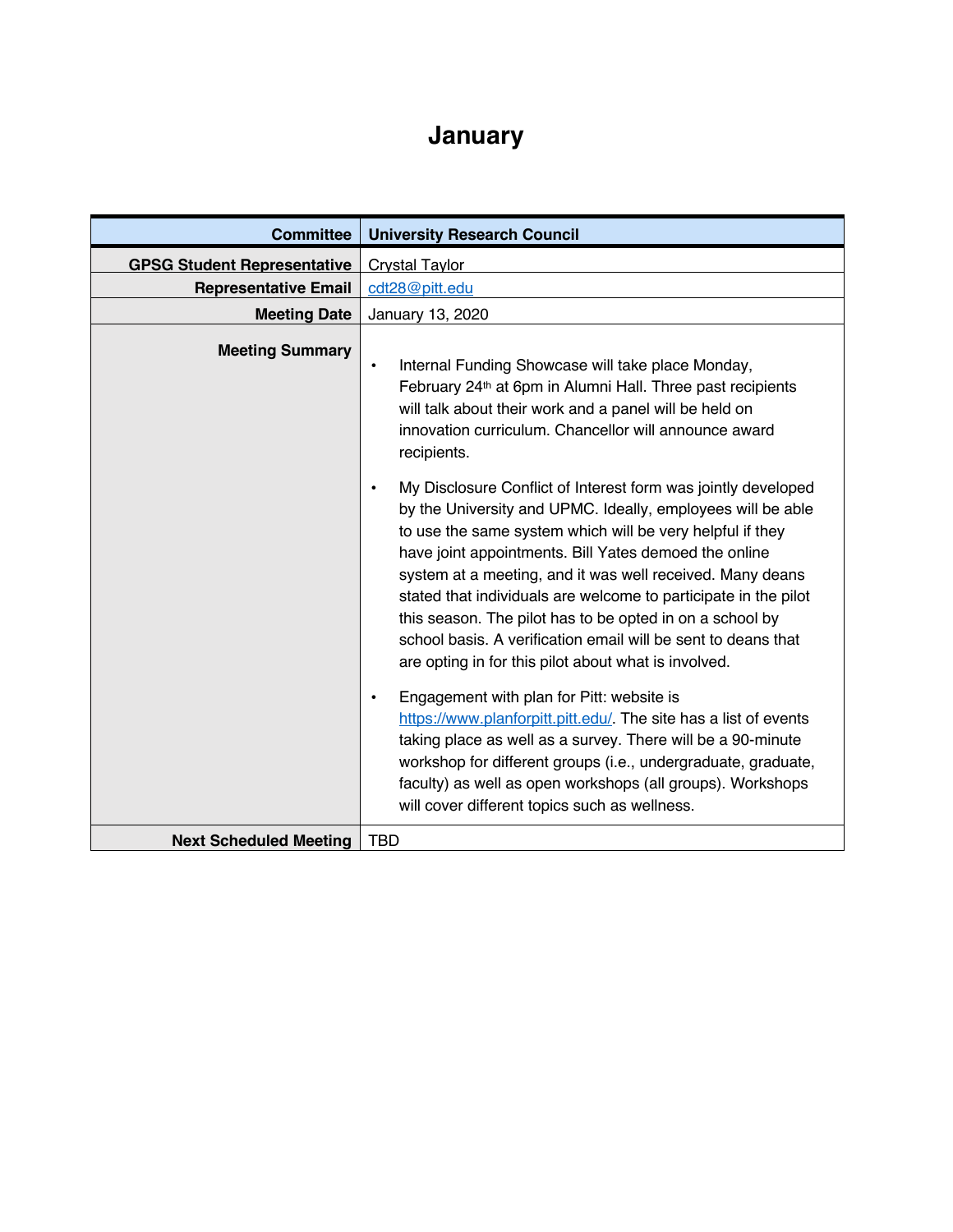# January

| Committee | University Research Council |
|---|---|
| GPSG Student Representative | Crystal Taylor |
| Representative Email | cdt28@pitt.edu |
| Meeting Date | January 13, 2020 |
| Meeting Summary | • Internal Funding Showcase will take place Monday, February 24th at 6pm in Alumni Hall. Three past recipients will talk about their work and a panel will be held on innovation curriculum. Chancellor will announce award recipients.<br><br>• My Disclosure Conflict of Interest form was jointly developed by the University and UPMC. Ideally, employees will be able to use the same system which will be very helpful if they have joint appointments. Bill Yates demoed the online system at a meeting, and it was well received. Many deans stated that individuals are welcome to participate in the pilot this season. The pilot has to be opted in on a school by school basis. A verification email will be sent to deans that are opting in for this pilot about what is involved.<br><br>• Engagement with plan for Pitt: website is https://www.planforpitt.pitt.edu/. The site has a list of events taking place as well as a survey. There will be a 90-minute workshop for different groups (i.e., undergraduate, graduate, faculty) as well as open workshops (all groups). Workshops will cover different topics such as wellness. |
| Next Scheduled Meeting | TBD |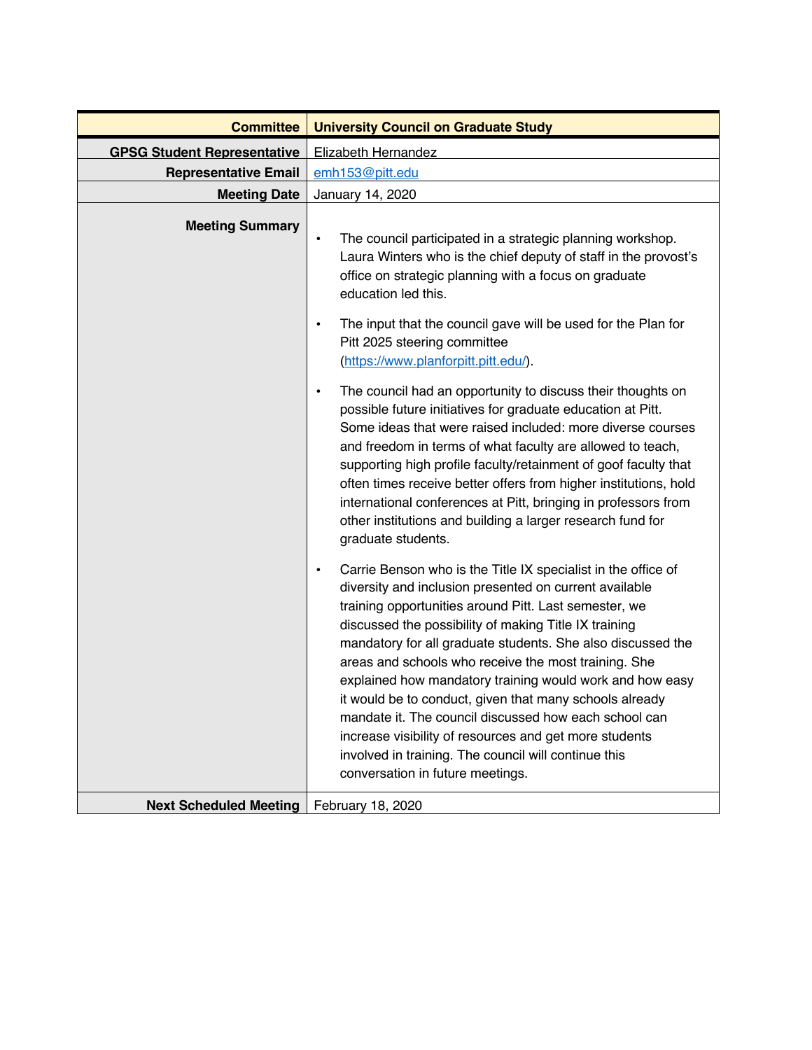| Committee | University Council on Graduate Study |
|---|---|
| GPSG Student Representative | Elizabeth Hernandez |
| Representative Email | emh153@pitt.edu |
| Meeting Date | January 14, 2020 |
| Meeting Summary | • The council participated in a strategic planning workshop. Laura Winters who is the chief deputy of staff in the provost's office on strategic planning with a focus on graduate education led this.<br><br>• The input that the council gave will be used for the Plan for Pitt 2025 steering committee (https://www.planforpitt.pitt.edu/).<br><br>• The council had an opportunity to discuss their thoughts on possible future initiatives for graduate education at Pitt. Some ideas that were raised included: more diverse courses and freedom in terms of what faculty are allowed to teach, supporting high profile faculty/retainment of goof faculty that often times receive better offers from higher institutions, hold international conferences at Pitt, bringing in professors from other institutions and building a larger research fund for graduate students.<br><br>• Carrie Benson who is the Title IX specialist in the office of diversity and inclusion presented on current available training opportunities around Pitt. Last semester, we discussed the possibility of making Title IX training mandatory for all graduate students. She also discussed the areas and schools who receive the most training. She explained how mandatory training would work and how easy it would be to conduct, given that many schools already mandate it. The council discussed how each school can increase visibility of resources and get more students involved in training. The council will continue this conversation in future meetings. |
| Next Scheduled Meeting | February 18, 2020 |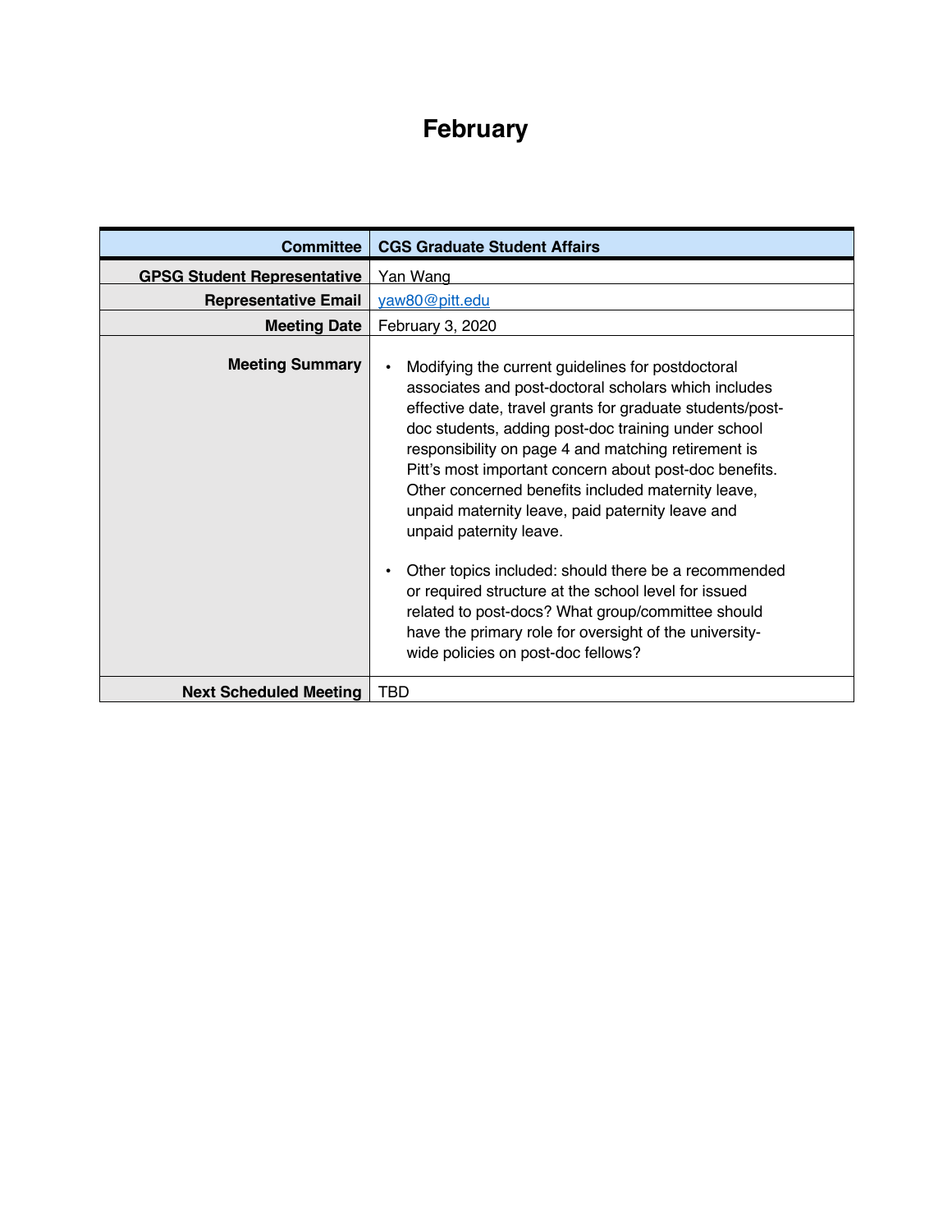# February

| Committee | CGS Graduate Student Affairs |
|---:|---|
| GPSG Student Representative | Yan Wang |
| Representative Email | yaw80@pitt.edu |
| Meeting Date | February 3, 2020 |
| Meeting Summary | • Modifying the current guidelines for postdoctoral associates and post-doctoral scholars which includes effective date, travel grants for graduate students/post-doc students, adding post-doc training under school responsibility on page 4 and matching retirement is Pitt's most important concern about post-doc benefits. Other concerned benefits included maternity leave, unpaid maternity leave, paid paternity leave and unpaid paternity leave.<br><br>• Other topics included: should there be a recommended or required structure at the school level for issued related to post-docs? What group/committee should have the primary role for oversight of the university-wide policies on post-doc fellows? |
| Next Scheduled Meeting | TBD |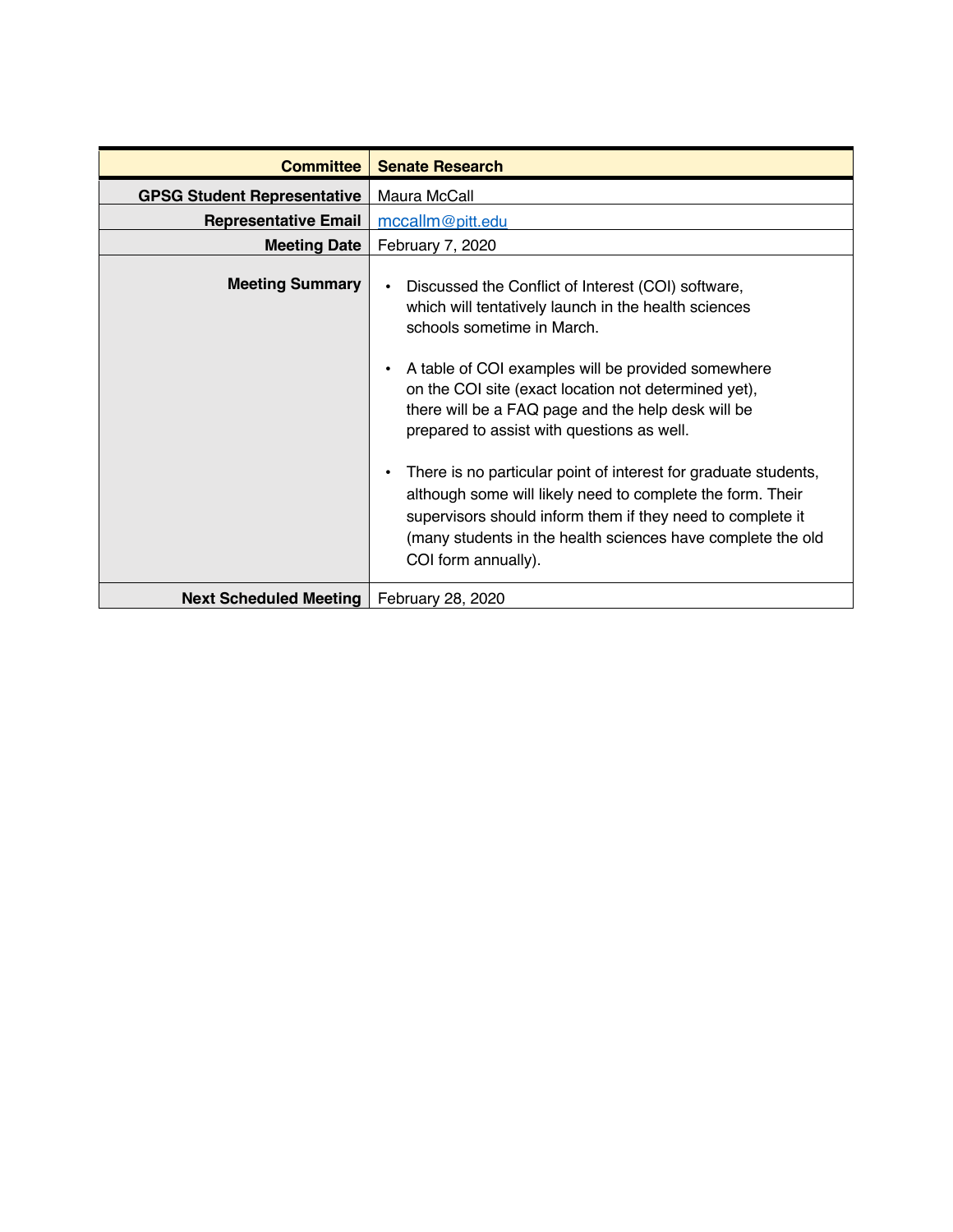| Committee | Senate Research |
| --- | --- |
| GPSG Student Representative | Maura McCall |
| Representative Email | mccallm@pitt.edu |
| Meeting Date | February 7, 2020 |
| Meeting Summary | • Discussed the Conflict of Interest (COI) software, which will tentatively launch in the health sciences schools sometime in March.<br><br>• A table of COI examples will be provided somewhere on the COI site (exact location not determined yet), there will be a FAQ page and the help desk will be prepared to assist with questions as well.<br><br>• There is no particular point of interest for graduate students, although some will likely need to complete the form. Their supervisors should inform them if they need to complete it (many students in the health sciences have complete the old COI form annually). |
| Next Scheduled Meeting | February 28, 2020 |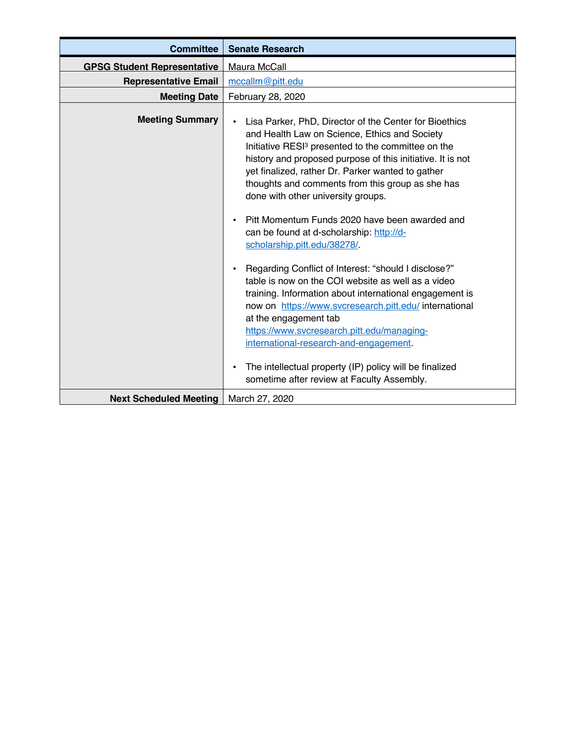| Committee | Senate Research |
|---|---|
| GPSG Student Representative | Maura McCall |
| Representative Email | mccallm@pitt.edu |
| Meeting Date | February 28, 2020 |
| Meeting Summary | • Lisa Parker, PhD, Director of the Center for Bioethics and Health Law on Science, Ethics and Society Initiative RESI³ presented to the committee on the history and proposed purpose of this initiative. It is not yet finalized, rather Dr. Parker wanted to gather thoughts and comments from this group as she has done with other university groups.<br><br>• Pitt Momentum Funds 2020 have been awarded and can be found at d-scholarship: http://d-scholarship.pitt.edu/38278/.<br><br>• Regarding Conflict of Interest: "should I disclose?" table is now on the COI website as well as a video training. Information about international engagement is now on https://www.svcresearch.pitt.edu/ international at the engagement tab https://www.svcresearch.pitt.edu/managing-international-research-and-engagement.<br><br>• The intellectual property (IP) policy will be finalized sometime after review at Faculty Assembly. |
| Next Scheduled Meeting | March 27, 2020 |